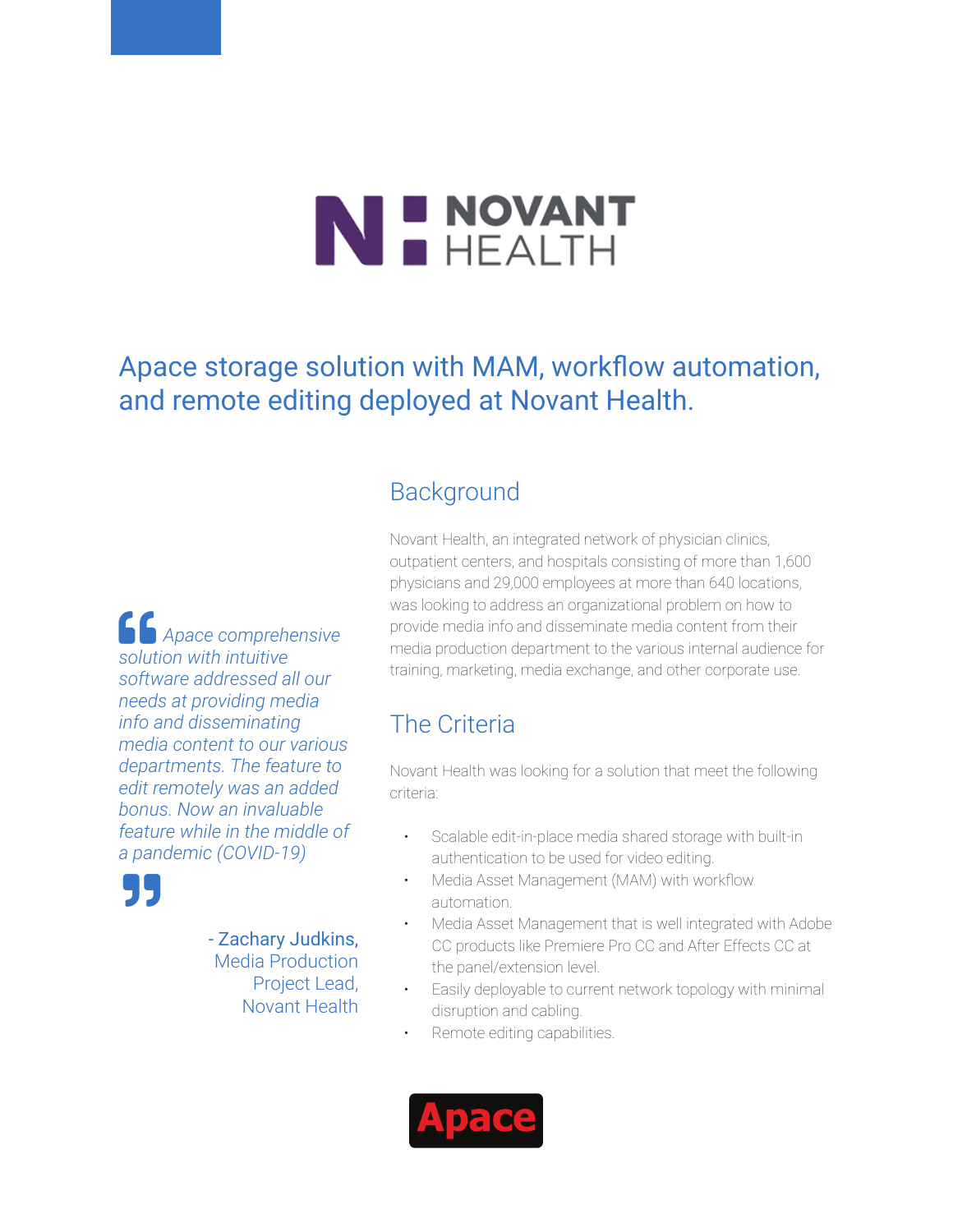NOVANT HEALTH

# Apace storage solution with MAM, workflow automation, and remote editing deployed at Novant Health.

## Background

Novant Health, an integrated network of physician clinics, outpatient centers, and hospitals consisting of more than 1,600 physicians and 29,000 employees at more than 640 locations, was looking to address an organizational problem on how to provide media info and disseminate media content from their media production department to the various internal audience for training, marketing, media exchange, and other corporate use.

> *Apace comprehensive solution with intuitive software addressed all our needs at providing media info and disseminating media content to our various departments. The feature to edit remotely was an added bonus. Now an invaluable feature while in the middle of a pandemic (COVID-19)*
>
> \- Zachary Judkins, Media Production Project Lead, Novant Health

## The Criteria

Novant Health was looking for a solution that meet the following criteria:

- Scalable edit-in-place media shared storage with built-in authentication to be used for video editing.
- Media Asset Management (MAM) with workflow automation.
- Media Asset Management that is well integrated with Adobe CC products like Premiere Pro CC and After Effects CC at the panel/extension level.
- Easily deployable to current network topology with minimal disruption and cabling.
- Remote editing capabilities.

Apace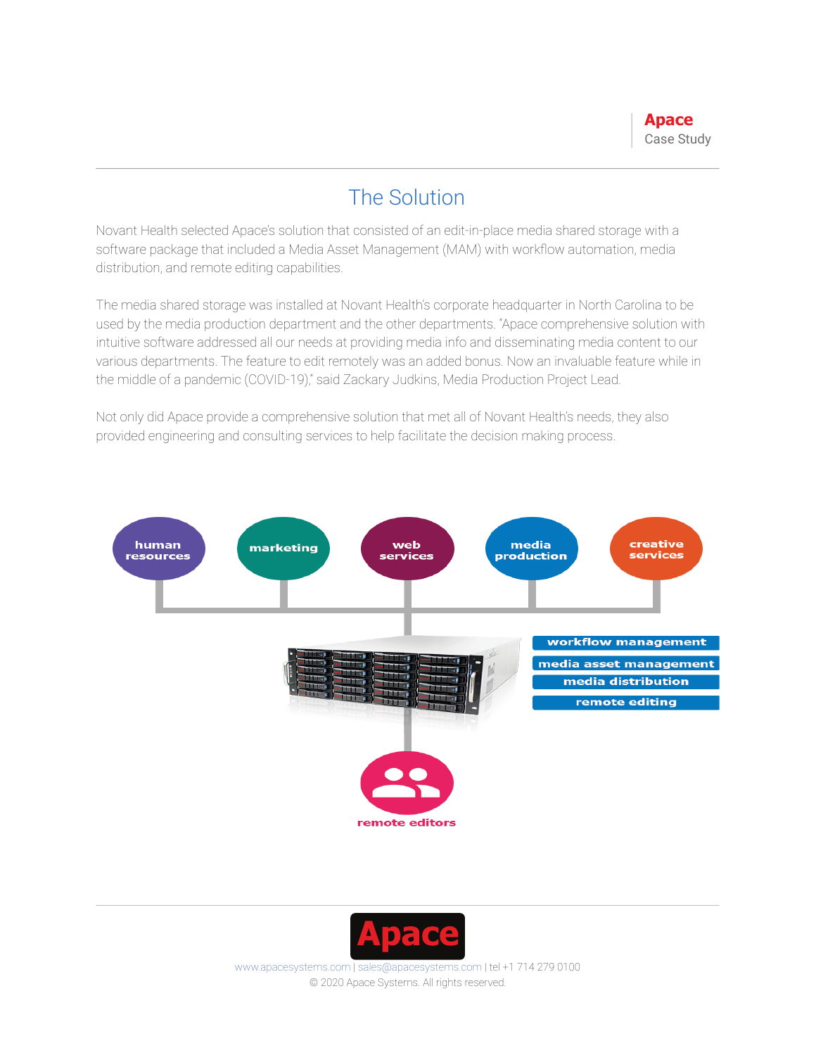## The Solution

Novant Health selected Apace's solution that consisted of an edit-in-place media shared storage with a software package that included a Media Asset Management (MAM) with workflow automation, media distribution, and remote editing capabilities.

The media shared storage was installed at Novant Health's corporate headquarter in North Carolina to be used by the media production department and the other departments. "Apace comprehensive solution with intuitive software addressed all our needs at providing media info and disseminating media content to our various departments. The feature to edit remotely was an added bonus. Now an invaluable feature while in the middle of a pandemic (COVID-19)," said Zackary Judkins, Media Production Project Lead.

Not only did Apace provide a comprehensive solution that met all of Novant Health's needs, they also provided engineering and consulting services to help facilitate the decision making process.

human resources

marketing

web services

media production

creative services

workflow management

media asset management

media distribution

remote editing

remote editors

www.apacesystems.com | sales@apacesystems.com | tel +1 714 279 0100

© 2020 Apace Systems. All rights reserved.